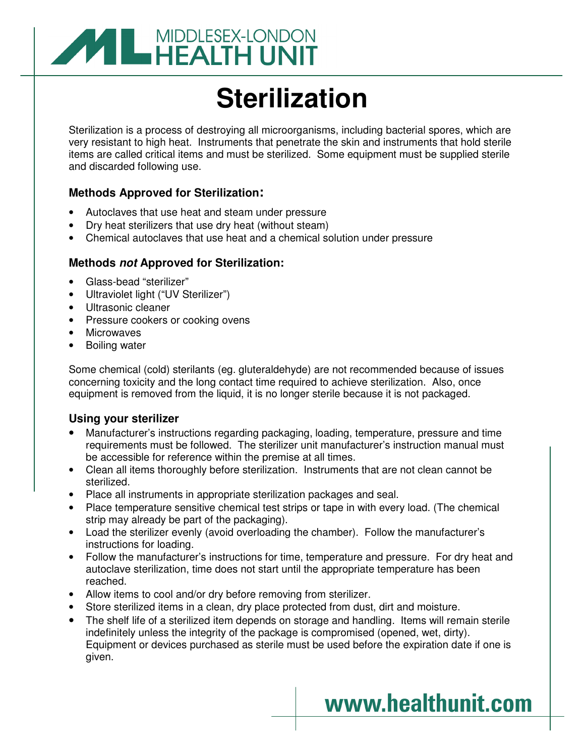MIDDLESEX-LONDON HEALTH UNIT

# Sterilization

Sterilization is a process of destroying all microorganisms, including bacterial spores, which are very resistant to high heat. Instruments that penetrate the skin and instruments that hold sterile items are called critical items and must be sterilized. Some equipment must be supplied sterile and discarded following use.

### Methods Approved for Sterilization:

- Autoclaves that use heat and steam under pressure
- Dry heat sterilizers that use dry heat (without steam)
- Chemical autoclaves that use heat and a chemical solution under pressure

### Methods *not* Approved for Sterilization:

- Glass-bead "sterilizer"
- Ultraviolet light ("UV Sterilizer")
- Ultrasonic cleaner
- Pressure cookers or cooking ovens
- Microwaves
- Boiling water

Some chemical (cold) sterilants (eg. gluteraldehyde) are not recommended because of issues concerning toxicity and the long contact time required to achieve sterilization. Also, once equipment is removed from the liquid, it is no longer sterile because it is not packaged.

### Using your sterilizer

- Manufacturer's instructions regarding packaging, loading, temperature, pressure and time requirements must be followed. The sterilizer unit manufacturer's instruction manual must be accessible for reference within the premise at all times.
- Clean all items thoroughly before sterilization. Instruments that are not clean cannot be sterilized.
- Place all instruments in appropriate sterilization packages and seal.
- Place temperature sensitive chemical test strips or tape in with every load. (The chemical strip may already be part of the packaging).
- Load the sterilizer evenly (avoid overloading the chamber). Follow the manufacturer's instructions for loading.
- Follow the manufacturer's instructions for time, temperature and pressure. For dry heat and autoclave sterilization, time does not start until the appropriate temperature has been reached.
- Allow items to cool and/or dry before removing from sterilizer.
- Store sterilized items in a clean, dry place protected from dust, dirt and moisture.
- The shelf life of a sterilized item depends on storage and handling. Items will remain sterile indefinitely unless the integrity of the package is compromised (opened, wet, dirty). Equipment or devices purchased as sterile must be used before the expiration date if one is given.

www.healthunit.com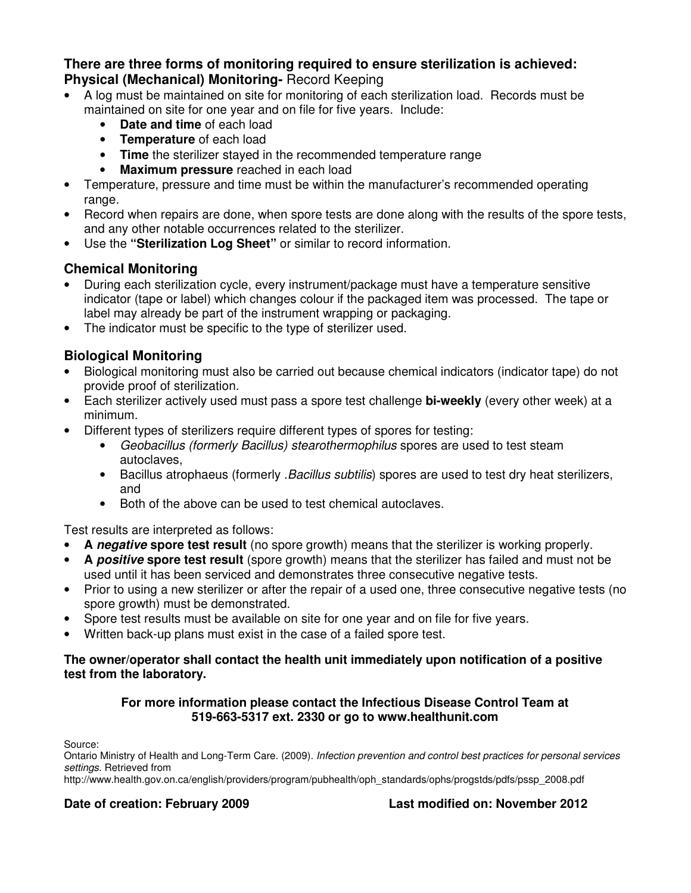**There are three forms of monitoring required to ensure sterilization is achieved:**
**Physical (Mechanical) Monitoring-** Record Keeping

- A log must be maintained on site for monitoring of each sterilization load. Records must be maintained on site for one year and on file for five years. Include:
  - **Date and time** of each load
  - **Temperature** of each load
  - **Time** the sterilizer stayed in the recommended temperature range
  - **Maximum pressure** reached in each load
- Temperature, pressure and time must be within the manufacturer's recommended operating range.
- Record when repairs are done, when spore tests are done along with the results of the spore tests, and any other notable occurrences related to the sterilizer.
- Use the **"Sterilization Log Sheet"** or similar to record information.

## Chemical Monitoring

- During each sterilization cycle, every instrument/package must have a temperature sensitive indicator (tape or label) which changes colour if the packaged item was processed. The tape or label may already be part of the instrument wrapping or packaging.
- The indicator must be specific to the type of sterilizer used.

## Biological Monitoring

- Biological monitoring must also be carried out because chemical indicators (indicator tape) do not provide proof of sterilization.
- Each sterilizer actively used must pass a spore test challenge **bi-weekly** (every other week) at a minimum.
- Different types of sterilizers require different types of spores for testing:
  - *Geobacillus (formerly Bacillus) stearothermophilus* spores are used to test steam autoclaves,
  - Bacillus atrophaeus (formerly .*Bacillus subtilis*) spores are used to test dry heat sterilizers, and
  - Both of the above can be used to test chemical autoclaves.

Test results are interpreted as follows:

- **A *negative* spore test result** (no spore growth) means that the sterilizer is working properly.
- **A *positive* spore test result** (spore growth) means that the sterilizer has failed and must not be used until it has been serviced and demonstrates three consecutive negative tests.
- Prior to using a new sterilizer or after the repair of a used one, three consecutive negative tests (no spore growth) must be demonstrated.
- Spore test results must be available on site for one year and on file for five years.
- Written back-up plans must exist in the case of a failed spore test.

**The owner/operator shall contact the health unit immediately upon notification of a positive test from the laboratory.**

**For more information please contact the Infectious Disease Control Team at 519-663-5317 ext. 2330 or go to www.healthunit.com**

Source:
Ontario Ministry of Health and Long-Term Care. (2009). *Infection prevention and control best practices for personal services settings.* Retrieved from
http://www.health.gov.on.ca/english/providers/program/pubhealth/oph_standards/ophs/progstds/pdfs/pssp_2008.pdf

**Date of creation: February 2009** **Last modified on: November 2012**